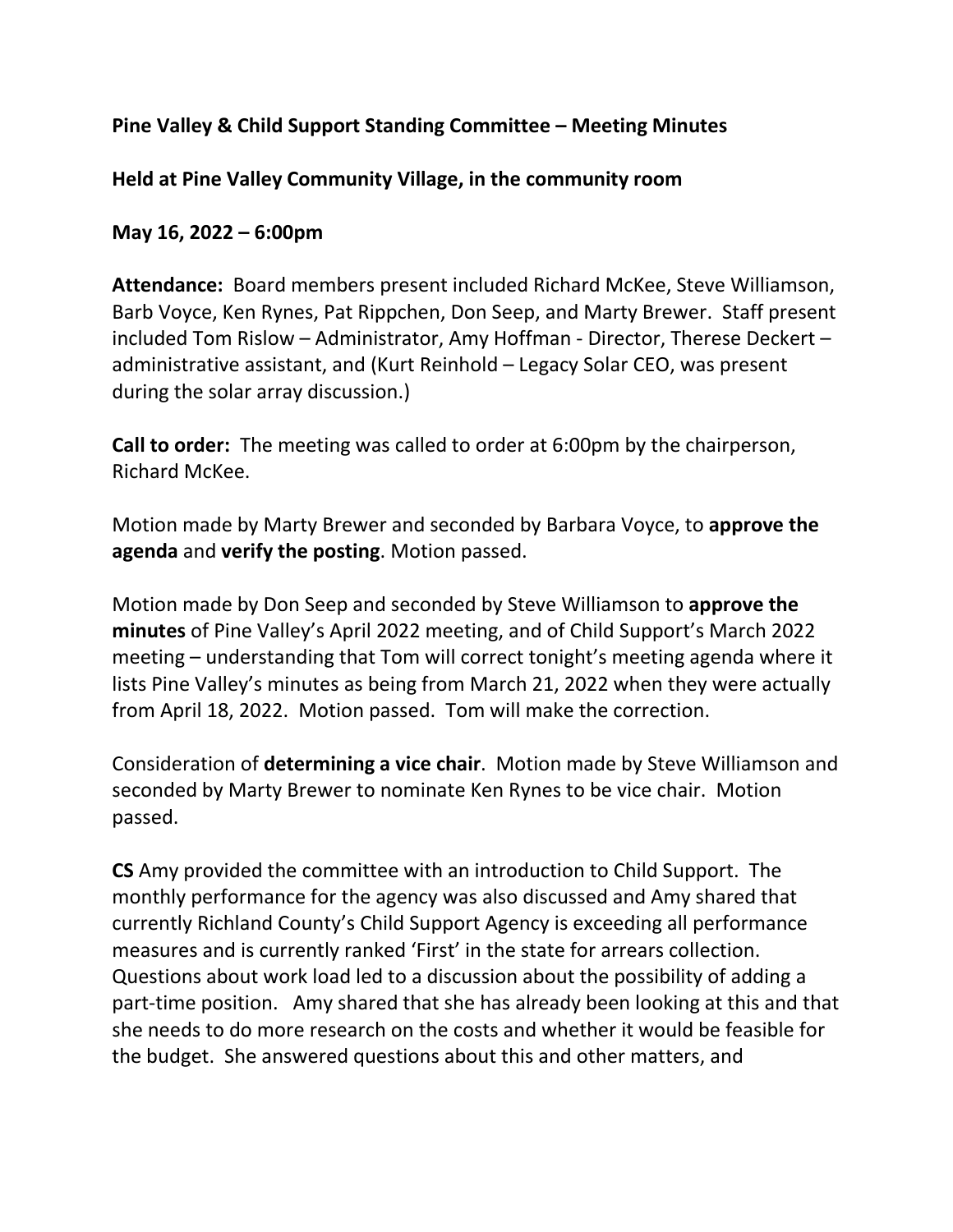**Pine Valley & Child Support Standing Committee – Meeting Minutes**

**Held at Pine Valley Community Village, in the community room**

**May 16, 2022 – 6:00pm**

**Attendance:** Board members present included Richard McKee, Steve Williamson, Barb Voyce, Ken Rynes, Pat Rippchen, Don Seep, and Marty Brewer. Staff present included Tom Rislow – Administrator, Amy Hoffman - Director, Therese Deckert – administrative assistant, and (Kurt Reinhold – Legacy Solar CEO, was present during the solar array discussion.)

**Call to order:** The meeting was called to order at 6:00pm by the chairperson, Richard McKee.

Motion made by Marty Brewer and seconded by Barbara Voyce, to **approve the agenda** and **verify the posting**. Motion passed.

Motion made by Don Seep and seconded by Steve Williamson to **approve the minutes** of Pine Valley's April 2022 meeting, and of Child Support's March 2022 meeting – understanding that Tom will correct tonight's meeting agenda where it lists Pine Valley's minutes as being from March 21, 2022 when they were actually from April 18, 2022. Motion passed. Tom will make the correction.

Consideration of **determining a vice chair**. Motion made by Steve Williamson and seconded by Marty Brewer to nominate Ken Rynes to be vice chair. Motion passed.

**CS** Amy provided the committee with an introduction to Child Support. The monthly performance for the agency was also discussed and Amy shared that currently Richland County's Child Support Agency is exceeding all performance measures and is currently ranked 'First' in the state for arrears collection. Questions about work load led to a discussion about the possibility of adding a part-time position. Amy shared that she has already been looking at this and that she needs to do more research on the costs and whether it would be feasible for the budget. She answered questions about this and other matters, and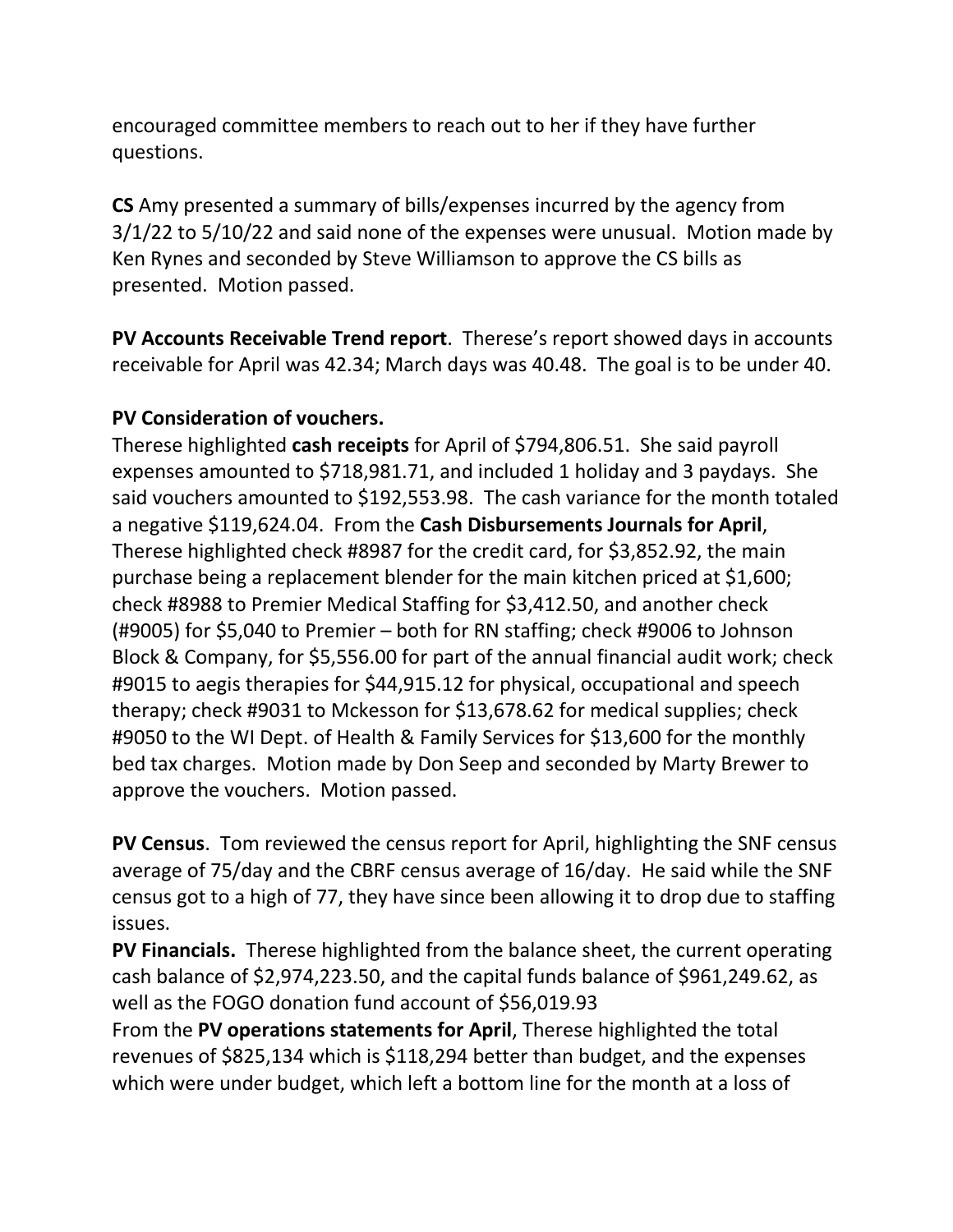encouraged committee members to reach out to her if they have further questions.

**CS** Amy presented a summary of bills/expenses incurred by the agency from 3/1/22 to 5/10/22 and said none of the expenses were unusual. Motion made by Ken Rynes and seconded by Steve Williamson to approve the CS bills as presented. Motion passed.

**PV Accounts Receivable Trend report**. Therese's report showed days in accounts receivable for April was 42.34; March days was 40.48. The goal is to be under 40.

**PV Consideration of vouchers.**
Therese highlighted **cash receipts** for April of $794,806.51. She said payroll expenses amounted to $718,981.71, and included 1 holiday and 3 paydays. She said vouchers amounted to $192,553.98. The cash variance for the month totaled a negative $119,624.04. From the **Cash Disbursements Journals for April**, Therese highlighted check #8987 for the credit card, for $3,852.92, the main purchase being a replacement blender for the main kitchen priced at $1,600; check #8988 to Premier Medical Staffing for $3,412.50, and another check (#9005) for $5,040 to Premier – both for RN staffing; check #9006 to Johnson Block & Company, for $5,556.00 for part of the annual financial audit work; check #9015 to aegis therapies for $44,915.12 for physical, occupational and speech therapy; check #9031 to Mckesson for $13,678.62 for medical supplies; check #9050 to the WI Dept. of Health & Family Services for $13,600 for the monthly bed tax charges. Motion made by Don Seep and seconded by Marty Brewer to approve the vouchers. Motion passed.

**PV Census**. Tom reviewed the census report for April, highlighting the SNF census average of 75/day and the CBRF census average of 16/day. He said while the SNF census got to a high of 77, they have since been allowing it to drop due to staffing issues.

**PV Financials.** Therese highlighted from the balance sheet, the current operating cash balance of $2,974,223.50, and the capital funds balance of $961,249.62, as well as the FOGO donation fund account of $56,019.93

From the **PV operations statements for April**, Therese highlighted the total revenues of $825,134 which is $118,294 better than budget, and the expenses which were under budget, which left a bottom line for the month at a loss of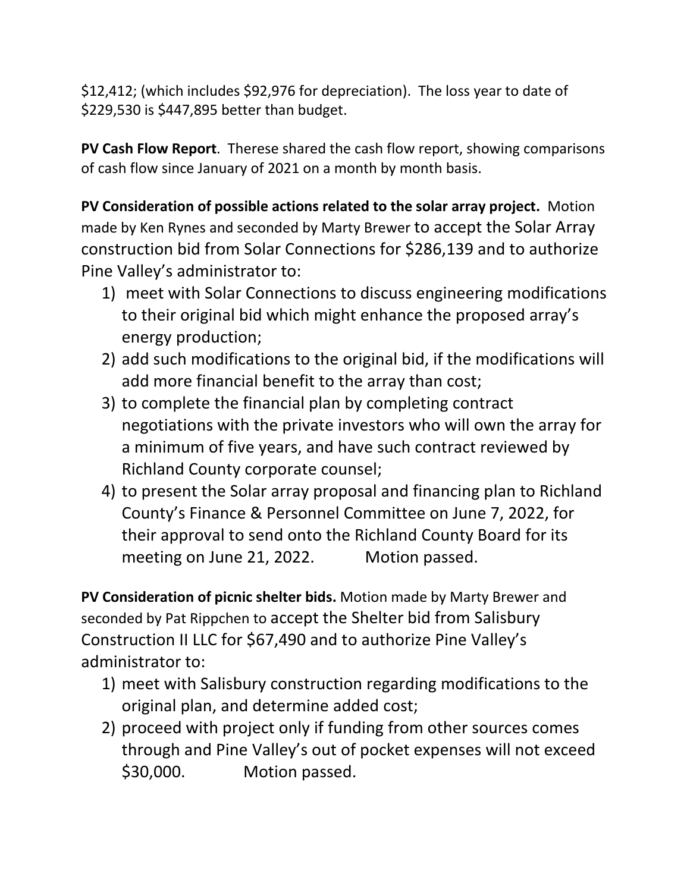$12,412; (which includes $92,976 for depreciation). The loss year to date of $229,530 is $447,895 better than budget.

**PV Cash Flow Report**. Therese shared the cash flow report, showing comparisons of cash flow since January of 2021 on a month by month basis.

**PV Consideration of possible actions related to the solar array project.** Motion made by Ken Rynes and seconded by Marty Brewer to accept the Solar Array construction bid from Solar Connections for $286,139 and to authorize Pine Valley's administrator to:

1) meet with Solar Connections to discuss engineering modifications to their original bid which might enhance the proposed array's energy production;
2) add such modifications to the original bid, if the modifications will add more financial benefit to the array than cost;
3) to complete the financial plan by completing contract negotiations with the private investors who will own the array for a minimum of five years, and have such contract reviewed by Richland County corporate counsel;
4) to present the Solar array proposal and financing plan to Richland County's Finance & Personnel Committee on June 7, 2022, for their approval to send onto the Richland County Board for its meeting on June 21, 2022. Motion passed.

**PV Consideration of picnic shelter bids.** Motion made by Marty Brewer and seconded by Pat Rippchen to accept the Shelter bid from Salisbury Construction II LLC for $67,490 and to authorize Pine Valley's administrator to:

1) meet with Salisbury construction regarding modifications to the original plan, and determine added cost;
2) proceed with project only if funding from other sources comes through and Pine Valley's out of pocket expenses will not exceed $30,000. Motion passed.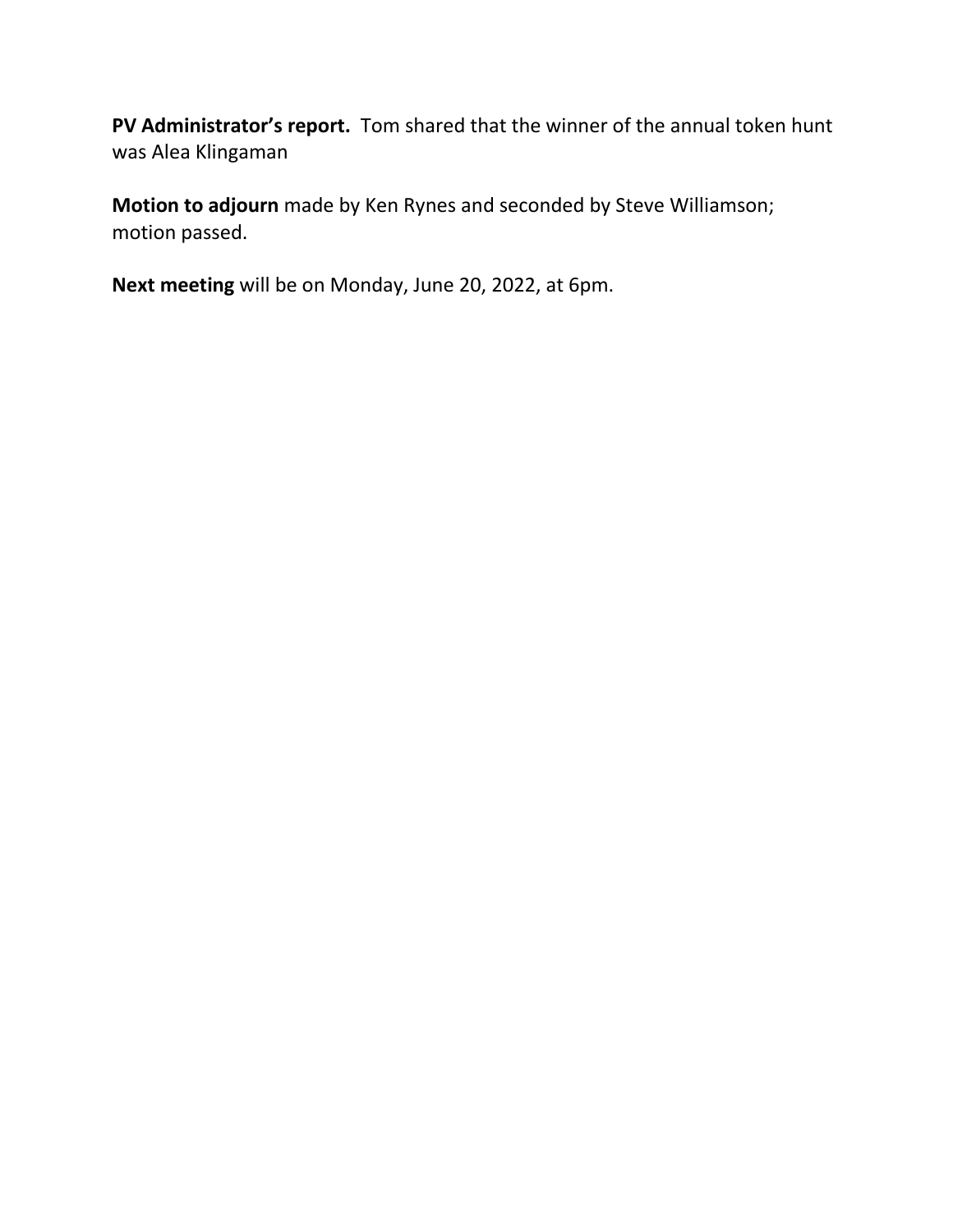**PV Administrator's report.** Tom shared that the winner of the annual token hunt was Alea Klingaman

**Motion to adjourn** made by Ken Rynes and seconded by Steve Williamson; motion passed.

**Next meeting** will be on Monday, June 20, 2022, at 6pm.